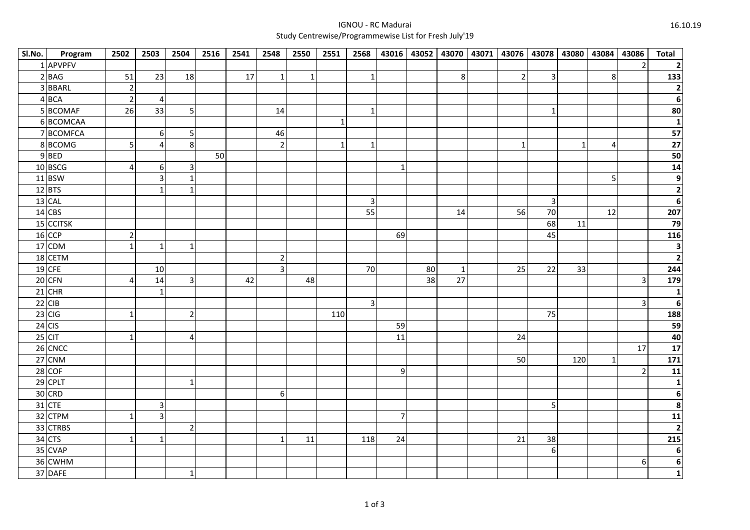IGNOU - RC Madurai

Study Centrewise/Programmewise List for Fresh July'19

16.10.19

| Sl.No. | Program | 2502 | 2503 | 2504 | 2516 | 2541 | 2548 | 2550 | 2551 | 2568 | 43016 | 43052 | 43070 | 43071 | 43076 | 43078 | 43080 | 43084 | 43086 | Total |
|---|---|---|---|---|---|---|---|---|---|---|---|---|---|---|---|---|---|---|---|---|
| 1 | APVPFV | | | | | | | | | | | | | | | | | | 2 | **2** |
| 2 | BAG | 51 | 23 | 18 | | 17 | 1 | 1 | | 1 | | | 8 | | 2 | 3 | | 8 | | **133** |
| 3 | BBARL | 2 | | | | | | | | | | | | | | | | | | **2** |
| 4 | BCA | 2 | 4 | | | | | | | | | | | | | | | | | **6** |
| 5 | BCOMAF | 26 | 33 | 5 | | | 14 | | | 1 | | | | | | 1 | | | | **80** |
| 6 | BCOMCAA | | | | | | | | 1 | | | | | | | | | | | **1** |
| 7 | BCOMFCA | | 6 | 5 | | | 46 | | | | | | | | | | | | | **57** |
| 8 | BCOMG | 5 | 4 | 8 | | | 2 | | 1 | 1 | | | | | 1 | | 1 | 4 | | **27** |
| 9 | BED | | | | 50 | | | | | | | | | | | | | | | **50** |
| 10 | BSCG | 4 | 6 | 3 | | | | | | | 1 | | | | | | | | | **14** |
| 11 | BSW | | 3 | 1 | | | | | | | | | | | | | | 5 | | **9** |
| 12 | BTS | | 1 | 1 | | | | | | | | | | | | | | | | **2** |
| 13 | CAL | | | | | | | | | 3 | | | | | | 3 | | | | **6** |
| 14 | CBS | | | | | | | | | 55 | | | 14 | | 56 | 70 | | 12 | | **207** |
| 15 | CCITSK | | | | | | | | | | | | | | | 68 | 11 | | | **79** |
| 16 | CCP | 2 | | | | | | | | | 69 | | | | | 45 | | | | **116** |
| 17 | CDM | 1 | 1 | 1 | | | | | | | | | | | | | | | | **3** |
| 18 | CETM | | | | | | 2 | | | | | | | | | | | | | **2** |
| 19 | CFE | | 10 | | | | 3 | | | 70 | | 80 | 1 | | 25 | 22 | 33 | | | **244** |
| 20 | CFN | 4 | 14 | 3 | | 42 | | 48 | | | | 38 | 27 | | | | | | 3 | **179** |
| 21 | CHR | | 1 | | | | | | | | | | | | | | | | | **1** |
| 22 | CIB | | | | | | | | | 3 | | | | | | | | | 3 | **6** |
| 23 | CIG | 1 | | 2 | | | | | 110 | | | | | | | 75 | | | | **188** |
| 24 | CIS | | | | | | | | | | 59 | | | | | | | | | **59** |
| 25 | CIT | 1 | | 4 | | | | | | | 11 | | | | 24 | | | | | **40** |
| 26 | CNCC | | | | | | | | | | | | | | | | | | 17 | **17** |
| 27 | CNM | | | | | | | | | | | | | | 50 | | 120 | 1 | | **171** |
| 28 | COF | | | | | | | | | | 9 | | | | | | | | 2 | **11** |
| 29 | CPLT | | | 1 | | | | | | | | | | | | | | | | **1** |
| 30 | CRD | | | | | | 6 | | | | | | | | | | | | | **6** |
| 31 | CTE | | 3 | | | | | | | | | | | | | 5 | | | | **8** |
| 32 | CTPM | 1 | 3 | | | | | | | | 7 | | | | | | | | | **11** |
| 33 | CTRBS | | | 2 | | | | | | | | | | | | | | | | **2** |
| 34 | CTS | 1 | 1 | | | | 1 | 11 | | 118 | 24 | | | | 21 | 38 | | | | **215** |
| 35 | CVAP | | | | | | | | | | | | | | | 6 | | | | **6** |
| 36 | CWHM | | | | | | | | | | | | | | | | | | 6 | **6** |
| 37 | DAFE | | | 1 | | | | | | | | | | | | | | | | **1** |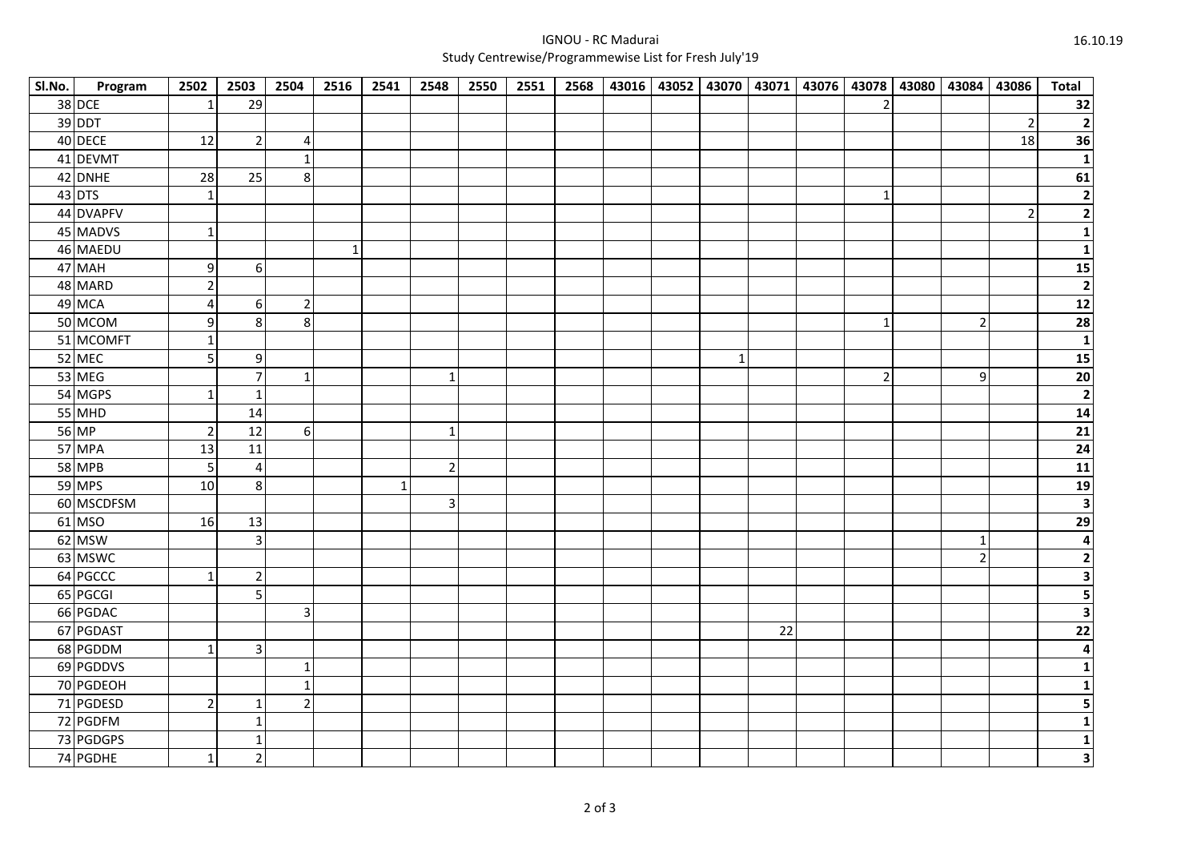IGNOU - RC Madurai
Study Centrewise/Programmewise List for Fresh July'19

16.10.19

| Sl.No. | Program | 2502 | 2503 | 2504 | 2516 | 2541 | 2548 | 2550 | 2551 | 2568 | 43016 | 43052 | 43070 | 43071 | 43076 | 43078 | 43080 | 43084 | 43086 | Total |
|---|---|---|---|---|---|---|---|---|---|---|---|---|---|---|---|---|---|---|---|---|
| 38 | DCE | 1 | 29 | | | | | | | | | | | | | 2 | | | | 32 |
| 39 | DDT | | | | | | | | | | | | | | | | | | 2 | 2 |
| 40 | DECE | 12 | 2 | 4 | | | | | | | | | | | | | | | 18 | 36 |
| 41 | DEVMT | | | 1 | | | | | | | | | | | | | | | | 1 |
| 42 | DNHE | 28 | 25 | 8 | | | | | | | | | | | | | | | | 61 |
| 43 | DTS | 1 | | | | | | | | | | | | | | 1 | | | | 2 |
| 44 | DVAPFV | | | | | | | | | | | | | | | | | | 2 | 2 |
| 45 | MADVS | 1 | | | | | | | | | | | | | | | | | | 1 |
| 46 | MAEDU | | | | 1 | | | | | | | | | | | | | | | 1 |
| 47 | MAH | 9 | 6 | | | | | | | | | | | | | | | | | 15 |
| 48 | MARD | 2 | | | | | | | | | | | | | | | | | | 2 |
| 49 | MCA | 4 | 6 | 2 | | | | | | | | | | | | | | | | 12 |
| 50 | MCOM | 9 | 8 | 8 | | | | | | | | | | | | 1 | | 2 | | 28 |
| 51 | MCOMFT | 1 | | | | | | | | | | | | | | | | | | 1 |
| 52 | MEC | 5 | 9 | | | | | | | | | | 1 | | | | | | | 15 |
| 53 | MEG | | 7 | 1 | | | 1 | | | | | | | | | 2 | | 9 | | 20 |
| 54 | MGPS | 1 | 1 | | | | | | | | | | | | | | | | | 2 |
| 55 | MHD | | 14 | | | | | | | | | | | | | | | | | 14 |
| 56 | MP | 2 | 12 | 6 | | | 1 | | | | | | | | | | | | | 21 |
| 57 | MPA | 13 | 11 | | | | | | | | | | | | | | | | | 24 |
| 58 | MPB | 5 | 4 | | | | 2 | | | | | | | | | | | | | 11 |
| 59 | MPS | 10 | 8 | | | 1 | | | | | | | | | | | | | | 19 |
| 60 | MSCDFSM | | | | | | 3 | | | | | | | | | | | | | 3 |
| 61 | MSO | 16 | 13 | | | | | | | | | | | | | | | | | 29 |
| 62 | MSW | | 3 | | | | | | | | | | | | | | | 1 | | 4 |
| 63 | MSWC | | | | | | | | | | | | | | | | | 2 | | 2 |
| 64 | PGCCC | 1 | 2 | | | | | | | | | | | | | | | | | 3 |
| 65 | PGCGI | | 5 | | | | | | | | | | | | | | | | | 5 |
| 66 | PGDAC | | | 3 | | | | | | | | | | | | | | | | 3 |
| 67 | PGDAST | | | | | | | | | | | | | 22 | | | | | | 22 |
| 68 | PGDDM | 1 | 3 | | | | | | | | | | | | | | | | | 4 |
| 69 | PGDDVS | | | 1 | | | | | | | | | | | | | | | | 1 |
| 70 | PGDEOH | | | 1 | | | | | | | | | | | | | | | | 1 |
| 71 | PGDESD | 2 | 1 | 2 | | | | | | | | | | | | | | | | 5 |
| 72 | PGDFM | | 1 | | | | | | | | | | | | | | | | | 1 |
| 73 | PGDGPS | | 1 | | | | | | | | | | | | | | | | | 1 |
| 74 | PGDHE | 1 | 2 | | | | | | | | | | | | | | | | | 3 |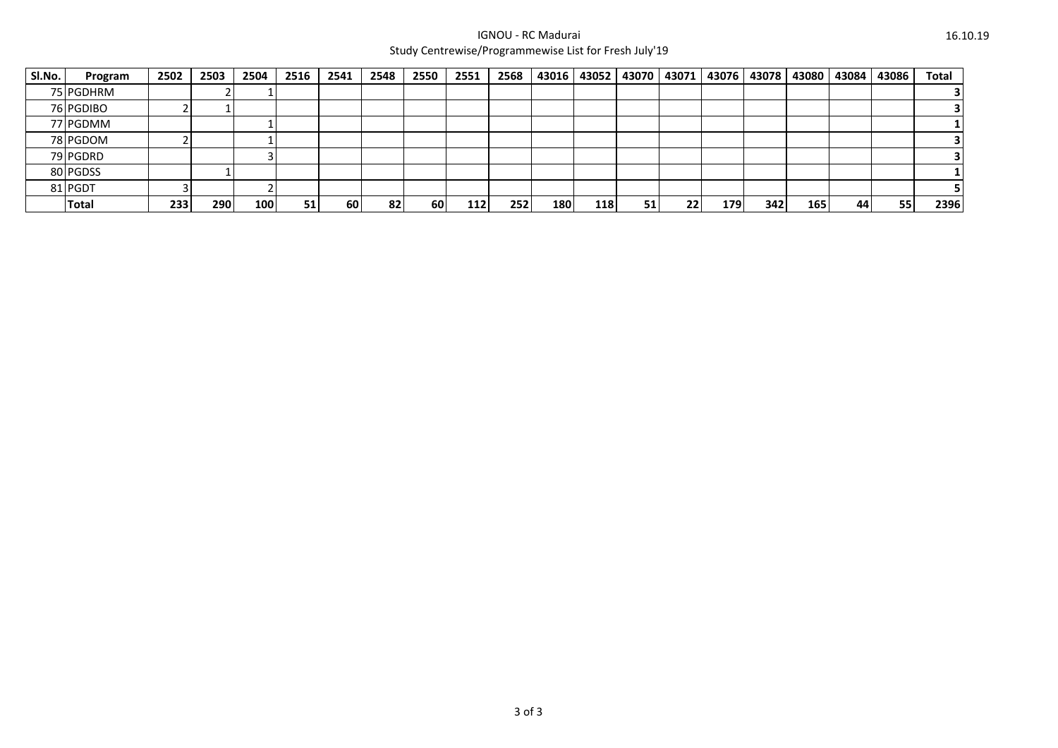IGNOU - RC Madurai

Study Centrewise/Programmewise List for Fresh July'19

16.10.19

| Sl.No. | Program | 2502 | 2503 | 2504 | 2516 | 2541 | 2548 | 2550 | 2551 | 2568 | 43016 | 43052 | 43070 | 43071 | 43076 | 43078 | 43080 | 43084 | 43086 | Total |
|---|---|---|---|---|---|---|---|---|---|---|---|---|---|---|---|---|---|---|---|---|
| 75 | PGDHRM | | 2 | 1 | | | | | | | | | | | | | | | | 3 |
| 76 | PGDIBO | 2 | 1 | | | | | | | | | | | | | | | | | 3 |
| 77 | PGDMM | | | 1 | | | | | | | | | | | | | | | | 1 |
| 78 | PGDOM | 2 | | 1 | | | | | | | | | | | | | | | | 3 |
| 79 | PGDRD | | | 3 | | | | | | | | | | | | | | | | 3 |
| 80 | PGDSS | | 1 | | | | | | | | | | | | | | | | | 1 |
| 81 | PGDT | 3 | | 2 | | | | | | | | | | | | | | | | 5 |
| | **Total** | **233** | **290** | **100** | **51** | **60** | **82** | **60** | **112** | **252** | **180** | **118** | **51** | **22** | **179** | **342** | **165** | **44** | **55** | **2396** |